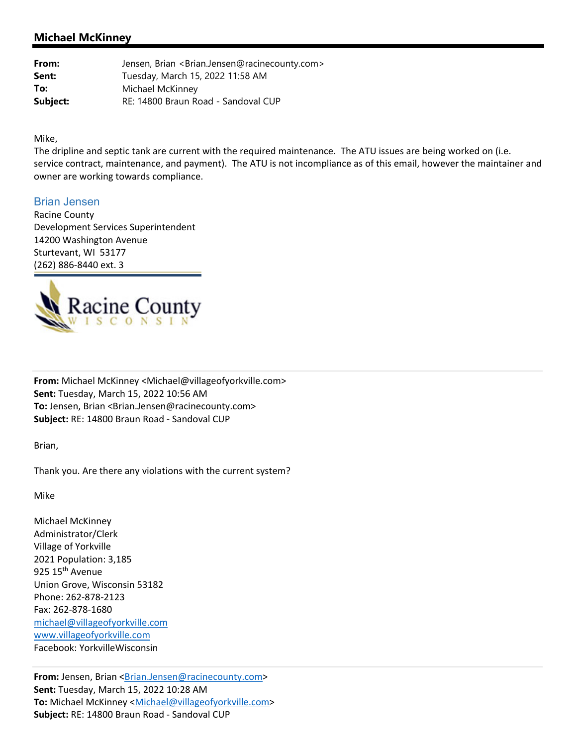## Michael McKinney

**From:** Jensen, Brian <Brian.Jensen@racinecounty.com>
**Sent:** Tuesday, March 15, 2022 11:58 AM
**To:** Michael McKinney
**Subject:** RE: 14800 Braun Road - Sandoval CUP

Mike,
The dripline and septic tank are current with the required maintenance. The ATU issues are being worked on (i.e. service contract, maintenance, and payment). The ATU is not incompliance as of this email, however the maintainer and owner are working towards compliance.

Brian Jensen
Racine County
Development Services Superintendent
14200 Washington Avenue
Sturtevant, WI 53177
(262) 886-8440 ext. 3

Racine County
WISCONSIN

---

**From:** Michael McKinney <Michael@villageofyorkville.com>
**Sent:** Tuesday, March 15, 2022 10:56 AM
**To:** Jensen, Brian <Brian.Jensen@racinecounty.com>
**Subject:** RE: 14800 Braun Road - Sandoval CUP

Brian,

Thank you. Are there any violations with the current system?

Mike

Michael McKinney
Administrator/Clerk
Village of Yorkville
2021 Population: 3,185
925 15th Avenue
Union Grove, Wisconsin 53182
Phone: 262-878-2123
Fax: 262-878-1680
michael@villageofyorkville.com
www.villageofyorkville.com
Facebook: YorkvilleWisconsin

---

**From:** Jensen, Brian <Brian.Jensen@racinecounty.com>
**Sent:** Tuesday, March 15, 2022 10:28 AM
**To:** Michael McKinney <Michael@villageofyorkville.com>
**Subject:** RE: 14800 Braun Road - Sandoval CUP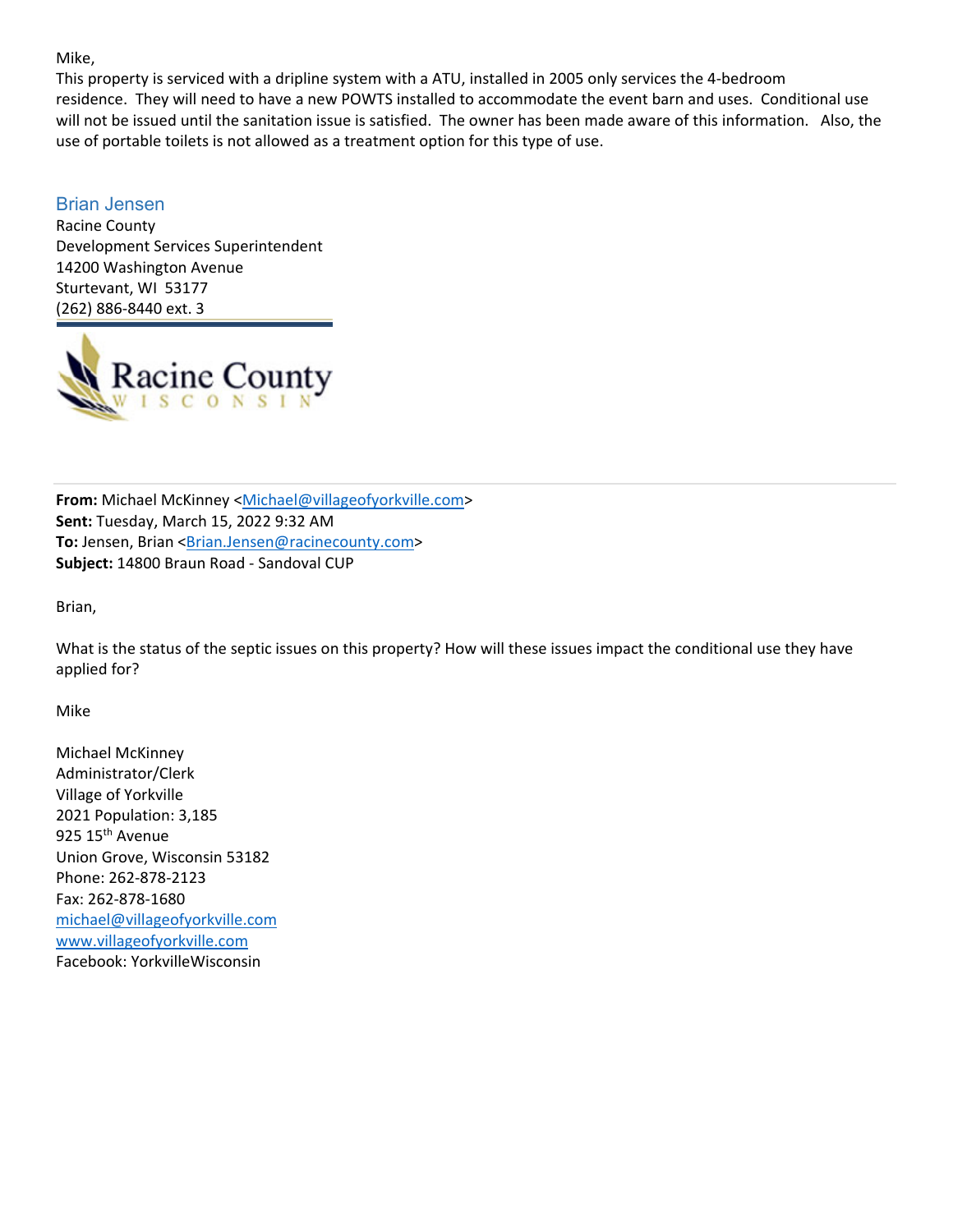Mike,

This property is serviced with a dripline system with a ATU, installed in 2005 only services the 4-bedroom residence. They will need to have a new POWTS installed to accommodate the event barn and uses. Conditional use will not be issued until the sanitation issue is satisfied. The owner has been made aware of this information. Also, the use of portable toilets is not allowed as a treatment option for this type of use.

Brian Jensen
Racine County
Development Services Superintendent
14200 Washington Avenue
Sturtevant, WI 53177
(262) 886-8440 ext. 3

Racine County
WISCONSIN

---

**From:** Michael McKinney <Michael@villageofyorkville.com>
**Sent:** Tuesday, March 15, 2022 9:32 AM
**To:** Jensen, Brian <Brian.Jensen@racinecounty.com>
**Subject:** 14800 Braun Road - Sandoval CUP

Brian,

What is the status of the septic issues on this property? How will these issues impact the conditional use they have applied for?

Mike

Michael McKinney
Administrator/Clerk
Village of Yorkville
2021 Population: 3,185
925 15th Avenue
Union Grove, Wisconsin 53182
Phone: 262-878-2123
Fax: 262-878-1680
michael@villageofyorkville.com
www.villageofyorkville.com
Facebook: YorkvilleWisconsin